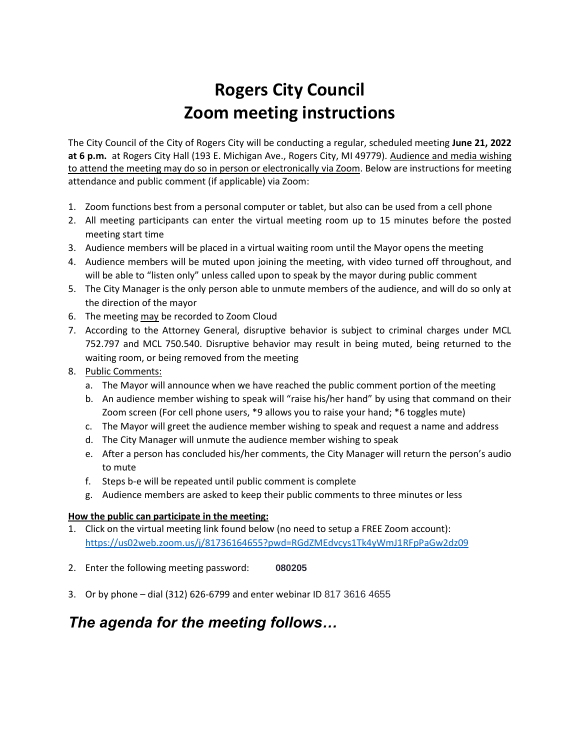# Rogers City Council
# Zoom meeting instructions

The City Council of the City of Rogers City will be conducting a regular, scheduled meeting **June 21, 2022 at 6 p.m.** at Rogers City Hall (193 E. Michigan Ave., Rogers City, MI 49779). Audience and media wishing to attend the meeting may do so in person or electronically via Zoom. Below are instructions for meeting attendance and public comment (if applicable) via Zoom:

1. Zoom functions best from a personal computer or tablet, but also can be used from a cell phone
2. All meeting participants can enter the virtual meeting room up to 15 minutes before the posted meeting start time
3. Audience members will be placed in a virtual waiting room until the Mayor opens the meeting
4. Audience members will be muted upon joining the meeting, with video turned off throughout, and will be able to "listen only" unless called upon to speak by the mayor during public comment
5. The City Manager is the only person able to unmute members of the audience, and will do so only at the direction of the mayor
6. The meeting may be recorded to Zoom Cloud
7. According to the Attorney General, disruptive behavior is subject to criminal charges under MCL 752.797 and MCL 750.540. Disruptive behavior may result in being muted, being returned to the waiting room, or being removed from the meeting
8. Public Comments:
   a. The Mayor will announce when we have reached the public comment portion of the meeting
   b. An audience member wishing to speak will "raise his/her hand" by using that command on their Zoom screen (For cell phone users, *9 allows you to raise your hand; *6 toggles mute)
   c. The Mayor will greet the audience member wishing to speak and request a name and address
   d. The City Manager will unmute the audience member wishing to speak
   e. After a person has concluded his/her comments, the City Manager will return the person's audio to mute
   f. Steps b-e will be repeated until public comment is complete
   g. Audience members are asked to keep their public comments to three minutes or less

**How the public can participate in the meeting:**

1. Click on the virtual meeting link found below (no need to setup a FREE Zoom account):
   https://us02web.zoom.us/j/81736164655?pwd=RGdZMEdvcys1Tk4yWmJ1RFpPaGw2dz09
2. Enter the following meeting password: **080205**
3. Or by phone – dial (312) 626-6799 and enter webinar ID 817 3616 4655

## *The agenda for the meeting follows…*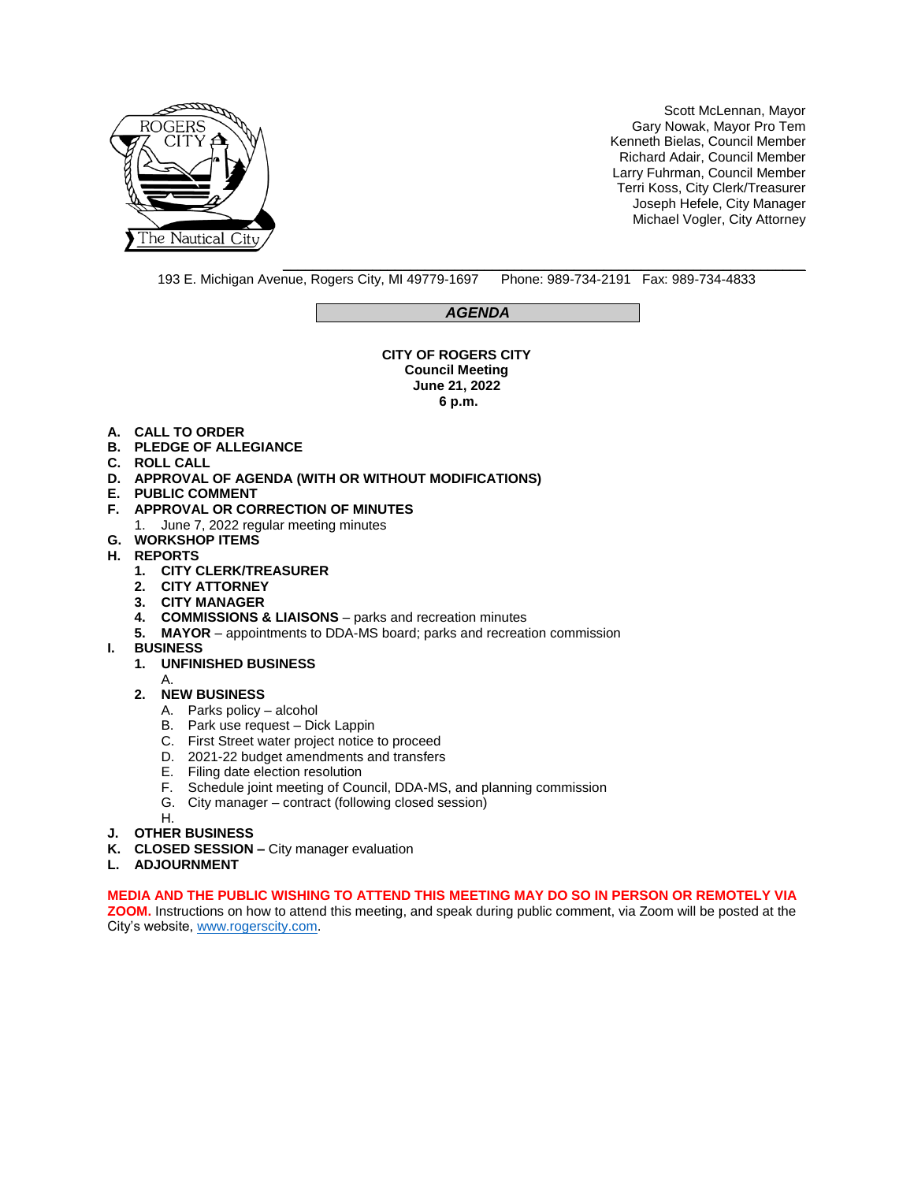Scott McLennan, Mayor
Gary Nowak, Mayor Pro Tem
Kenneth Bielas, Council Member
Richard Adair, Council Member
Larry Fuhrman, Council Member
Terri Koss, City Clerk/Treasurer
Joseph Hefele, City Manager
Michael Vogler, City Attorney

193 E. Michigan Avenue, Rogers City, MI 49779-1697  Phone: 989-734-2191  Fax: 989-734-4833

## *AGENDA*

**CITY OF ROGERS CITY**
**Council Meeting**
**June 21, 2022**
**6 p.m.**

- **A. CALL TO ORDER**
- **B. PLEDGE OF ALLEGIANCE**
- **C. ROLL CALL**
- **D. APPROVAL OF AGENDA (WITH OR WITHOUT MODIFICATIONS)**
- **E. PUBLIC COMMENT**
- **F. APPROVAL OR CORRECTION OF MINUTES**
  1. June 7, 2022 regular meeting minutes
- **G. WORKSHOP ITEMS**
- **H. REPORTS**
  1. **CITY CLERK/TREASURER**
  2. **CITY ATTORNEY**
  3. **CITY MANAGER**
  4. **COMMISSIONS & LIAISONS** – parks and recreation minutes
  5. **MAYOR** – appointments to DDA-MS board; parks and recreation commission
- **I. BUSINESS**
  1. **UNFINISHED BUSINESS**
     - A.
  2. **NEW BUSINESS**
     - A. Parks policy – alcohol
     - B. Park use request – Dick Lappin
     - C. First Street water project notice to proceed
     - D. 2021-22 budget amendments and transfers
     - E. Filing date election resolution
     - F. Schedule joint meeting of Council, DDA-MS, and planning commission
     - G. City manager – contract (following closed session)
     - H.
- **J. OTHER BUSINESS**
- **K. CLOSED SESSION –** City manager evaluation
- **L. ADJOURNMENT**

**MEDIA AND THE PUBLIC WISHING TO ATTEND THIS MEETING MAY DO SO IN PERSON OR REMOTELY VIA ZOOM.** Instructions on how to attend this meeting, and speak during public comment, via Zoom will be posted at the City's website, www.rogerscity.com.